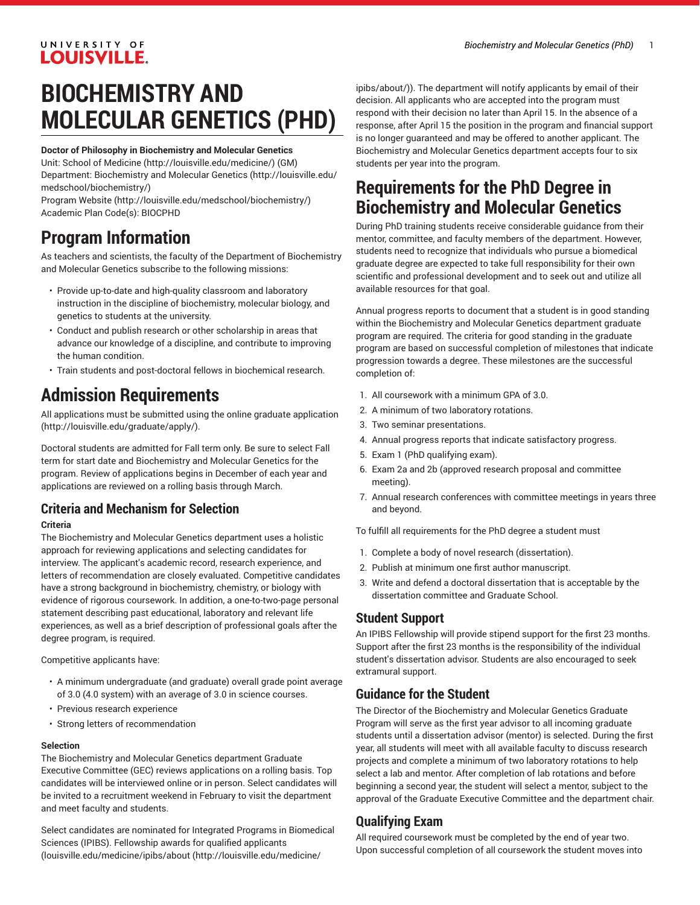# BIOCHEMISTRY AND MOLECULAR GENETICS (PHD)

**Doctor of Philosophy in Biochemistry and Molecular Genetics**

Unit: School of Medicine (http://louisville.edu/medicine/) (GM)
Department: Biochemistry and Molecular Genetics (http://louisville.edu/medschool/biochemistry/)
Program Website (http://louisville.edu/medschool/biochemistry/)
Academic Plan Code(s): BIOCPHD

## Program Information

As teachers and scientists, the faculty of the Department of Biochemistry and Molecular Genetics subscribe to the following missions:

- Provide up-to-date and high-quality classroom and laboratory instruction in the discipline of biochemistry, molecular biology, and genetics to students at the university.
- Conduct and publish research or other scholarship in areas that advance our knowledge of a discipline, and contribute to improving the human condition.
- Train students and post-doctoral fellows in biochemical research.

## Admission Requirements

All applications must be submitted using the online graduate application (http://louisville.edu/graduate/apply/).

Doctoral students are admitted for Fall term only. Be sure to select Fall term for start date and Biochemistry and Molecular Genetics for the program. Review of applications begins in December of each year and applications are reviewed on a rolling basis through March.

### Criteria and Mechanism for Selection

**Criteria**

The Biochemistry and Molecular Genetics department uses a holistic approach for reviewing applications and selecting candidates for interview. The applicant's academic record, research experience, and letters of recommendation are closely evaluated. Competitive candidates have a strong background in biochemistry, chemistry, or biology with evidence of rigorous coursework. In addition, a one-to-two-page personal statement describing past educational, laboratory and relevant life experiences, as well as a brief description of professional goals after the degree program, is required.

Competitive applicants have:

- A minimum undergraduate (and graduate) overall grade point average of 3.0 (4.0 system) with an average of 3.0 in science courses.
- Previous research experience
- Strong letters of recommendation

**Selection**

The Biochemistry and Molecular Genetics department Graduate Executive Committee (GEC) reviews applications on a rolling basis. Top candidates will be interviewed online or in person. Select candidates will be invited to a recruitment weekend in February to visit the department and meet faculty and students.

Select candidates are nominated for Integrated Programs in Biomedical Sciences (IPIBS). Fellowship awards for qualified applicants (louisville.edu/medicine/ipibs/about (http://louisville.edu/medicine/ipibs/about/)). The department will notify applicants by email of their decision. All applicants who are accepted into the program must respond with their decision no later than April 15. In the absence of a response, after April 15 the position in the program and financial support is no longer guaranteed and may be offered to another applicant. The Biochemistry and Molecular Genetics department accepts four to six students per year into the program.

## Requirements for the PhD Degree in Biochemistry and Molecular Genetics

During PhD training students receive considerable guidance from their mentor, committee, and faculty members of the department. However, students need to recognize that individuals who pursue a biomedical graduate degree are expected to take full responsibility for their own scientific and professional development and to seek out and utilize all available resources for that goal.

Annual progress reports to document that a student is in good standing within the Biochemistry and Molecular Genetics department graduate program are required. The criteria for good standing in the graduate program are based on successful completion of milestones that indicate progression towards a degree. These milestones are the successful completion of:

1. All coursework with a minimum GPA of 3.0.
2. A minimum of two laboratory rotations.
3. Two seminar presentations.
4. Annual progress reports that indicate satisfactory progress.
5. Exam 1 (PhD qualifying exam).
6. Exam 2a and 2b (approved research proposal and committee meeting).
7. Annual research conferences with committee meetings in years three and beyond.

To fulfill all requirements for the PhD degree a student must

1. Complete a body of novel research (dissertation).
2. Publish at minimum one first author manuscript.
3. Write and defend a doctoral dissertation that is acceptable by the dissertation committee and Graduate School.

### Student Support

An IPIBS Fellowship will provide stipend support for the first 23 months. Support after the first 23 months is the responsibility of the individual student's dissertation advisor. Students are also encouraged to seek extramural support.

### Guidance for the Student

The Director of the Biochemistry and Molecular Genetics Graduate Program will serve as the first year advisor to all incoming graduate students until a dissertation advisor (mentor) is selected. During the first year, all students will meet with all available faculty to discuss research projects and complete a minimum of two laboratory rotations to help select a lab and mentor. After completion of lab rotations and before beginning a second year, the student will select a mentor, subject to the approval of the Graduate Executive Committee and the department chair.

### Qualifying Exam

All required coursework must be completed by the end of year two. Upon successful completion of all coursework the student moves into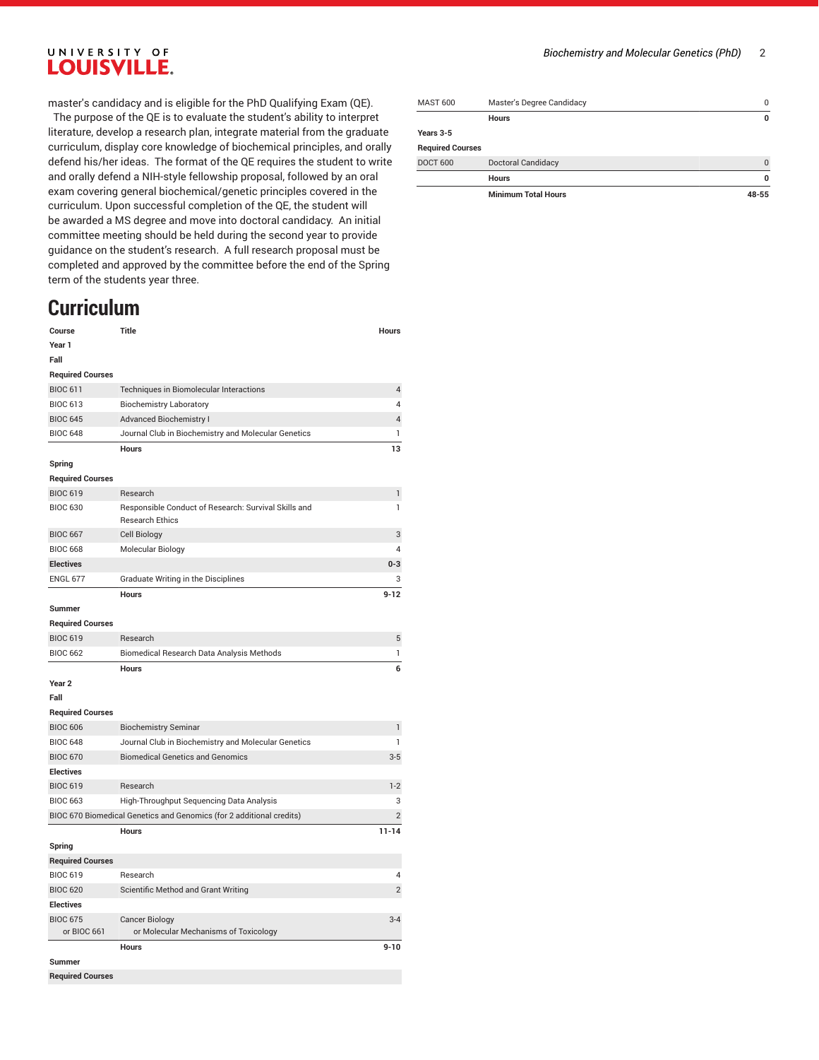master's candidacy and is eligible for the PhD Qualifying Exam (QE).  The purpose of the QE is to evaluate the student's ability to interpret literature, develop a research plan, integrate material from the graduate curriculum, display core knowledge of biochemical principles, and orally defend his/her ideas.  The format of the QE requires the student to write and orally defend a NIH-style fellowship proposal, followed by an oral exam covering general biochemical/genetic principles covered in the curriculum. Upon successful completion of the QE, the student will be awarded a MS degree and move into doctoral candidacy.  An initial committee meeting should be held during the second year to provide guidance on the student's research.  A full research proposal must be completed and approved by the committee before the end of the Spring term of the students year three.

## Curriculum

| Course | Title | Hours |
|---|---|---|
| **Year 1** | | |
| **Fall** | | |
| **Required Courses** | | |
| BIOC 611 | Techniques in Biomolecular Interactions | 4 |
| BIOC 613 | Biochemistry Laboratory | 4 |
| BIOC 645 | Advanced Biochemistry I | 4 |
| BIOC 648 | Journal Club in Biochemistry and Molecular Genetics | 1 |
| | **Hours** | **13** |
| **Spring** | | |
| **Required Courses** | | |
| BIOC 619 | Research | 1 |
| BIOC 630 | Responsible Conduct of Research: Survival Skills and Research Ethics | 1 |
| BIOC 667 | Cell Biology | 3 |
| BIOC 668 | Molecular Biology | 4 |
| **Electives** | | **0-3** |
| ENGL 677 | Graduate Writing in the Disciplines | 3 |
| | **Hours** | **9-12** |
| **Summer** | | |
| **Required Courses** | | |
| BIOC 619 | Research | 5 |
| BIOC 662 | Biomedical Research Data Analysis Methods | 1 |
| | **Hours** | **6** |
| **Year 2** | | |
| **Fall** | | |
| **Required Courses** | | |
| BIOC 606 | Biochemistry Seminar | 1 |
| BIOC 648 | Journal Club in Biochemistry and Molecular Genetics | 1 |
| BIOC 670 | Biomedical Genetics and Genomics | 3-5 |
| **Electives** | | |
| BIOC 619 | Research | 1-2 |
| BIOC 663 | High-Throughput Sequencing Data Analysis | 3 |
| BIOC 670 Biomedical Genetics and Genomics (for 2 additional credits) | | 2 |
| | **Hours** | **11-14** |
| **Spring** | | |
| **Required Courses** | | |
| BIOC 619 | Research | 4 |
| BIOC 620 | Scientific Method and Grant Writing | 2 |
| **Electives** | | |
| BIOC 675 or BIOC 661 | Cancer Biology or Molecular Mechanisms of Toxicology | 3-4 |
| | **Hours** | **9-10** |
| **Summer** | | |
| **Required Courses** | | |
| MAST 600 | Master's Degree Candidacy | 0 |
| | **Hours** | **0** |
| **Years 3-5** | | |
| **Required Courses** | | |
| DOCT 600 | Doctoral Candidacy | 0 |
| | **Hours** | **0** |
| | **Minimum Total Hours** | **48-55** |